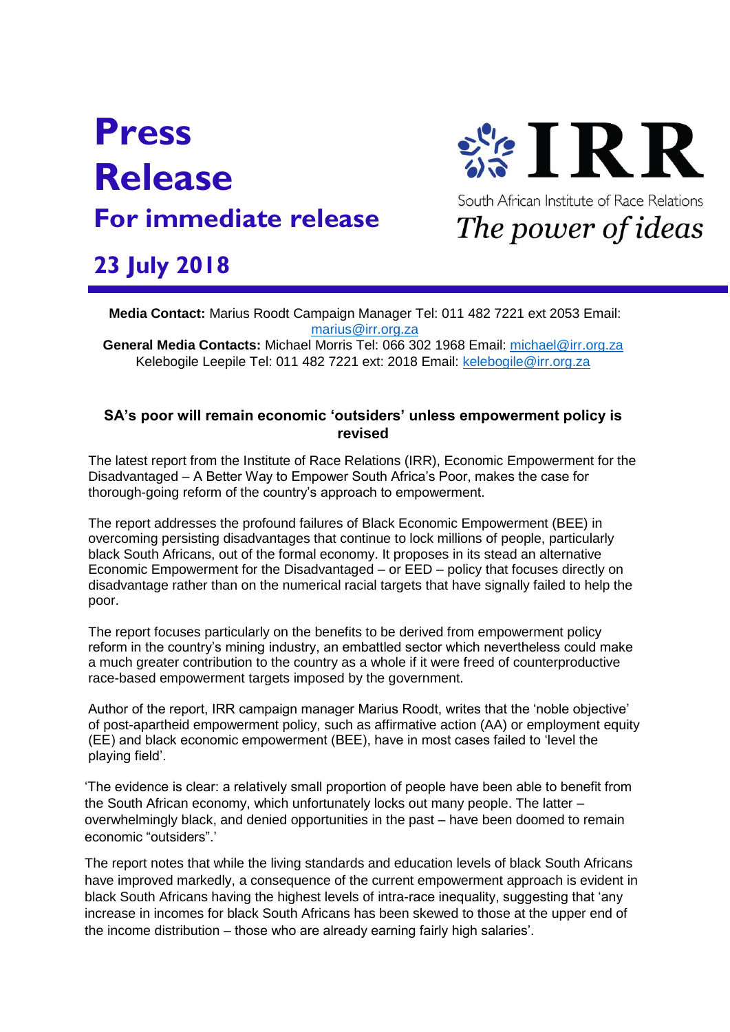# Press Release

## For immediate release

## 23 July 2018

IRR

South African Institute of Race Relations

*The power of ideas*

**Media Contact:** Marius Roodt Campaign Manager Tel: 011 482 7221 ext 2053 Email: marius@irr.org.za
**General Media Contacts:** Michael Morris Tel: 066 302 1968 Email: michael@irr.org.za
Kelebogile Leepile Tel: 011 482 7221 ext: 2018 Email: kelebogile@irr.org.za

**SA's poor will remain economic 'outsiders' unless empowerment policy is revised**

The latest report from the Institute of Race Relations (IRR), Economic Empowerment for the Disadvantaged – A Better Way to Empower South Africa's Poor, makes the case for thorough-going reform of the country's approach to empowerment.

The report addresses the profound failures of Black Economic Empowerment (BEE) in overcoming persisting disadvantages that continue to lock millions of people, particularly black South Africans, out of the formal economy. It proposes in its stead an alternative Economic Empowerment for the Disadvantaged – or EED – policy that focuses directly on disadvantage rather than on the numerical racial targets that have signally failed to help the poor.

The report focuses particularly on the benefits to be derived from empowerment policy reform in the country's mining industry, an embattled sector which nevertheless could make a much greater contribution to the country as a whole if it were freed of counterproductive race-based empowerment targets imposed by the government.

Author of the report, IRR campaign manager Marius Roodt, writes that the 'noble objective' of post-apartheid empowerment policy, such as affirmative action (AA) or employment equity (EE) and black economic empowerment (BEE), have in most cases failed to 'level the playing field'.

'The evidence is clear: a relatively small proportion of people have been able to benefit from the South African economy, which unfortunately locks out many people. The latter – overwhelmingly black, and denied opportunities in the past – have been doomed to remain economic "outsiders".'

The report notes that while the living standards and education levels of black South Africans have improved markedly, a consequence of the current empowerment approach is evident in black South Africans having the highest levels of intra-race inequality, suggesting that 'any increase in incomes for black South Africans has been skewed to those at the upper end of the income distribution – those who are already earning fairly high salaries'.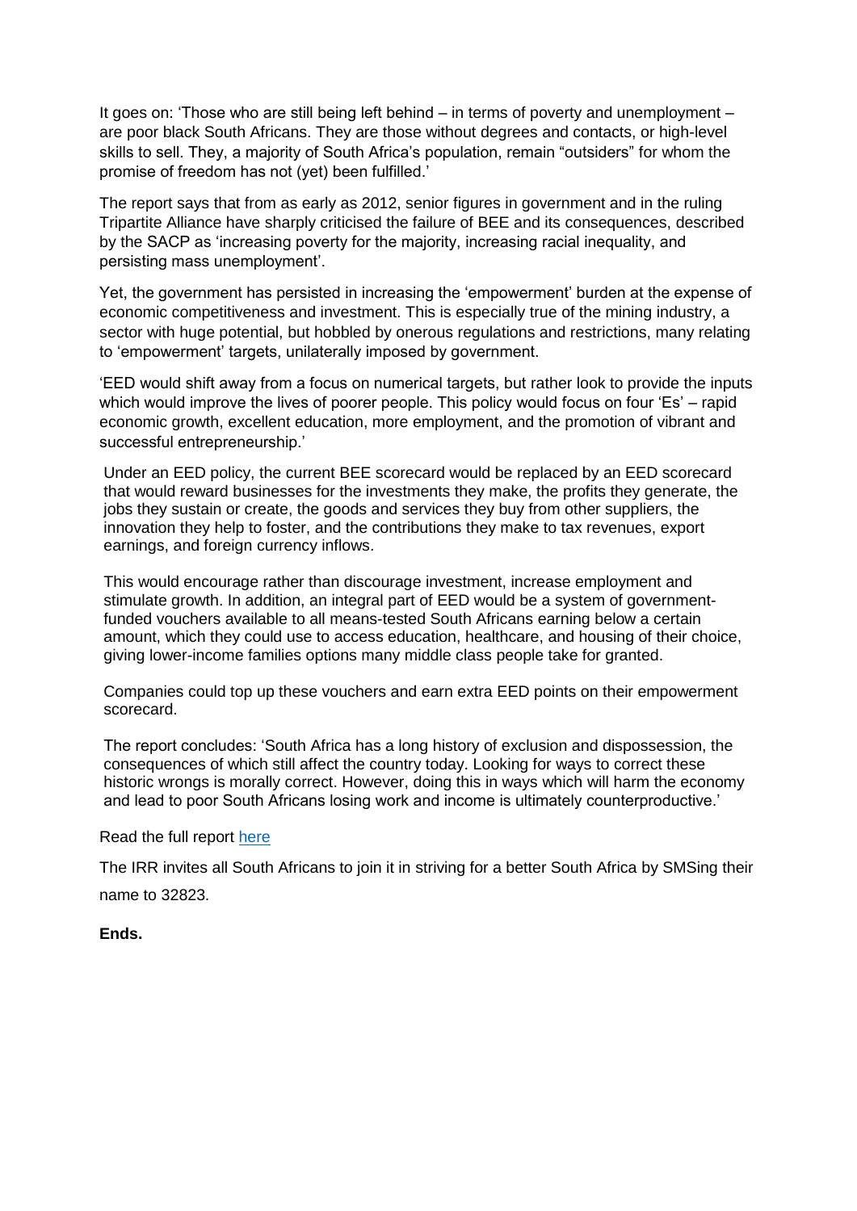It goes on: 'Those who are still being left behind – in terms of poverty and unemployment – are poor black South Africans. They are those without degrees and contacts, or high-level skills to sell. They, a majority of South Africa's population, remain "outsiders" for whom the promise of freedom has not (yet) been fulfilled.'

The report says that from as early as 2012, senior figures in government and in the ruling Tripartite Alliance have sharply criticised the failure of BEE and its consequences, described by the SACP as 'increasing poverty for the majority, increasing racial inequality, and persisting mass unemployment'.

Yet, the government has persisted in increasing the 'empowerment' burden at the expense of economic competitiveness and investment. This is especially true of the mining industry, a sector with huge potential, but hobbled by onerous regulations and restrictions, many relating to 'empowerment' targets, unilaterally imposed by government.

'EED would shift away from a focus on numerical targets, but rather look to provide the inputs which would improve the lives of poorer people. This policy would focus on four 'Es' – rapid economic growth, excellent education, more employment, and the promotion of vibrant and successful entrepreneurship.'

Under an EED policy, the current BEE scorecard would be replaced by an EED scorecard that would reward businesses for the investments they make, the profits they generate, the jobs they sustain or create, the goods and services they buy from other suppliers, the innovation they help to foster, and the contributions they make to tax revenues, export earnings, and foreign currency inflows.

This would encourage rather than discourage investment, increase employment and stimulate growth. In addition, an integral part of EED would be a system of government-funded vouchers available to all means-tested South Africans earning below a certain amount, which they could use to access education, healthcare, and housing of their choice, giving lower-income families options many middle class people take for granted.

Companies could top up these vouchers and earn extra EED points on their empowerment scorecard.

The report concludes: 'South Africa has a long history of exclusion and dispossession, the consequences of which still affect the country today. Looking for ways to correct these historic wrongs is morally correct. However, doing this in ways which will harm the economy and lead to poor South Africans losing work and income is ultimately counterproductive.'

Read the full report here

The IRR invites all South Africans to join it in striving for a better South Africa by SMSing their name to 32823.

**Ends.**